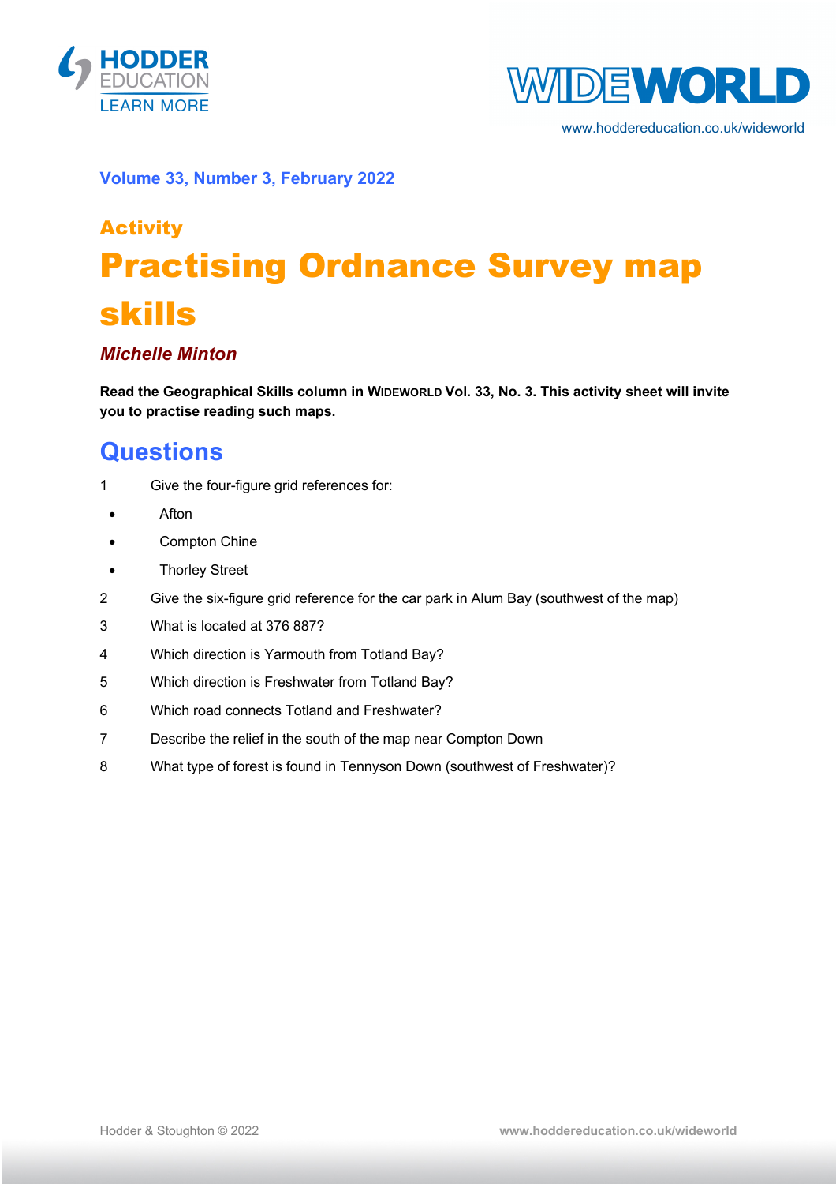Volume 33, Number 3, February 2022

Activity

# Practising Ordnance Survey map skills

***Michelle Minton***

**Read the Geographical Skills column in WIDEWORLD Vol. 33, No. 3. This activity sheet will invite you to practise reading such maps.**

## Questions

1. Give the four-figure grid references for:
   - Afton
   - Compton Chine
   - Thorley Street
2. Give the six-figure grid reference for the car park in Alum Bay (southwest of the map)
3. What is located at 376 887?
4. Which direction is Yarmouth from Totland Bay?
5. Which direction is Freshwater from Totland Bay?
6. Which road connects Totland and Freshwater?
7. Describe the relief in the south of the map near Compton Down
8. What type of forest is found in Tennyson Down (southwest of Freshwater)?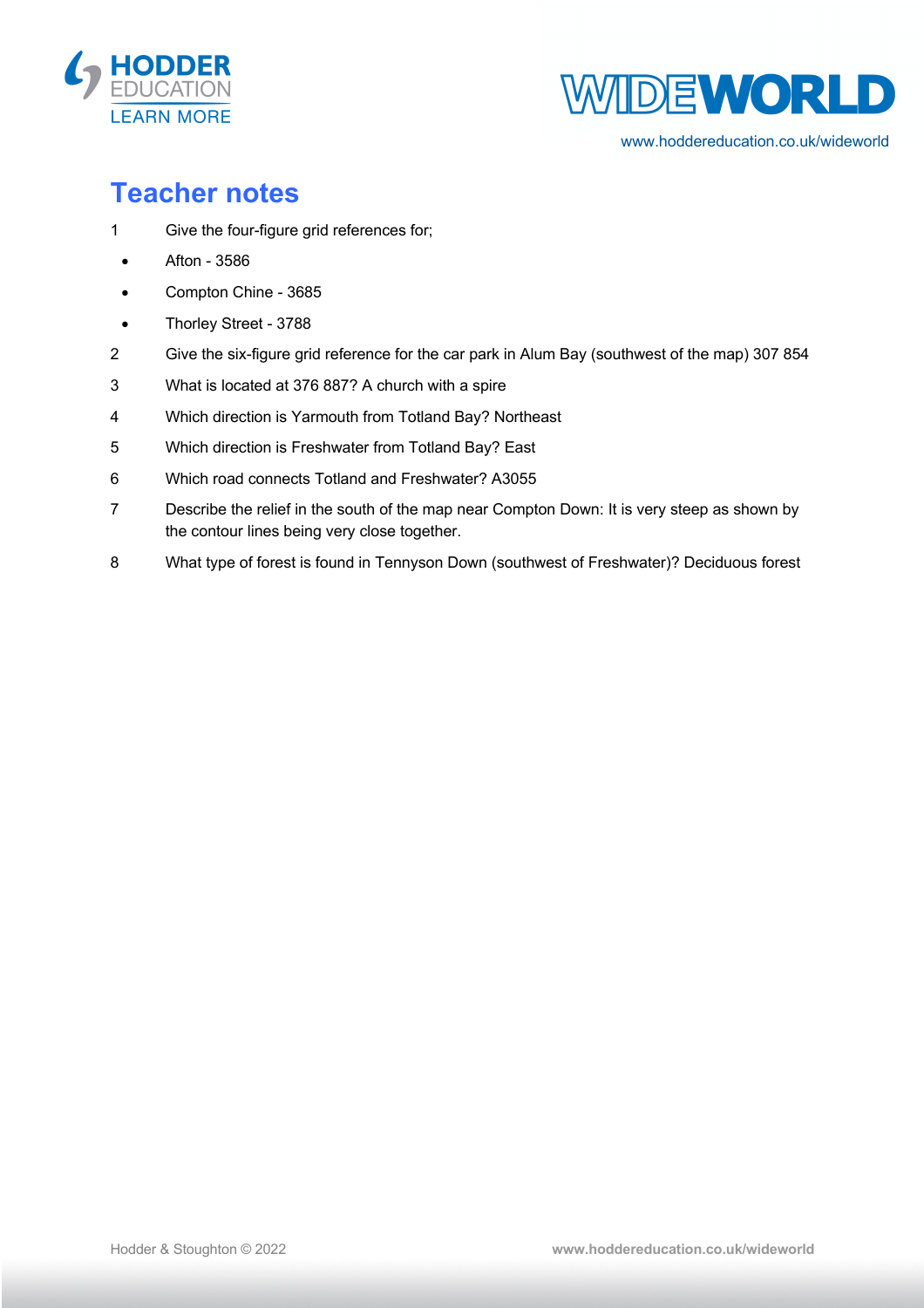# Teacher notes

1. Give the four-figure grid references for;
   - Afton - 3586
   - Compton Chine - 3685
   - Thorley Street - 3788
2. Give the six-figure grid reference for the car park in Alum Bay (southwest of the map) 307 854
3. What is located at 376 887? A church with a spire
4. Which direction is Yarmouth from Totland Bay? Northeast
5. Which direction is Freshwater from Totland Bay? East
6. Which road connects Totland and Freshwater? A3055
7. Describe the relief in the south of the map near Compton Down: It is very steep as shown by the contour lines being very close together.
8. What type of forest is found in Tennyson Down (southwest of Freshwater)? Deciduous forest